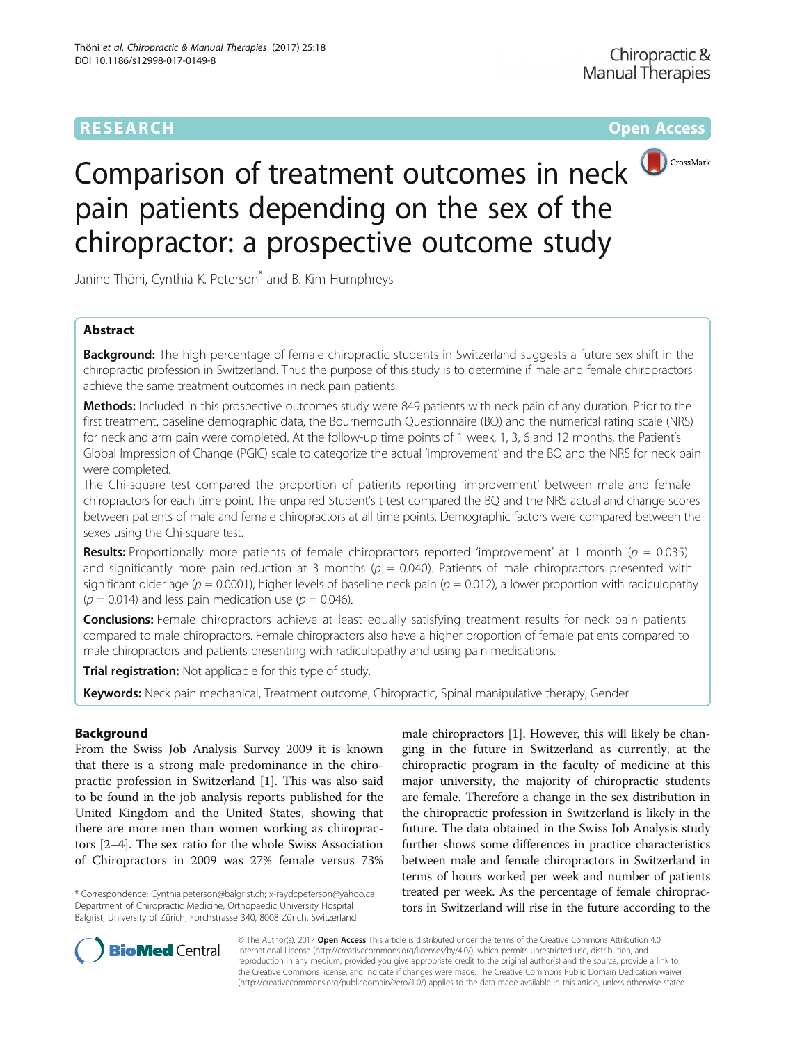**RESEARCH** **Open Access**

# Comparison of treatment outcomes in neck pain patients depending on the sex of the chiropractor: a prospective outcome study

Janine Thöni, Cynthia K. Peterson* and B. Kim Humphreys

## Abstract

**Background:** The high percentage of female chiropractic students in Switzerland suggests a future sex shift in the chiropractic profession in Switzerland. Thus the purpose of this study is to determine if male and female chiropractors achieve the same treatment outcomes in neck pain patients.

**Methods:** Included in this prospective outcomes study were 849 patients with neck pain of any duration. Prior to the first treatment, baseline demographic data, the Bournemouth Questionnaire (BQ) and the numerical rating scale (NRS) for neck and arm pain were completed. At the follow-up time points of 1 week, 1, 3, 6 and 12 months, the Patient's Global Impression of Change (PGIC) scale to categorize the actual 'improvement' and the BQ and the NRS for neck pain were completed.

The Chi-square test compared the proportion of patients reporting 'improvement' between male and female chiropractors for each time point. The unpaired Student's t-test compared the BQ and the NRS actual and change scores between patients of male and female chiropractors at all time points. Demographic factors were compared between the sexes using the Chi-square test.

**Results:** Proportionally more patients of female chiropractors reported 'improvement' at 1 month ($p = 0.035$) and significantly more pain reduction at 3 months ($p = 0.040$). Patients of male chiropractors presented with significant older age ($p = 0.0001$), higher levels of baseline neck pain ($p = 0.012$), a lower proportion with radiculopathy ($p = 0.014$) and less pain medication use ($p = 0.046$).

**Conclusions:** Female chiropractors achieve at least equally satisfying treatment results for neck pain patients compared to male chiropractors. Female chiropractors also have a higher proportion of female patients compared to male chiropractors and patients presenting with radiculopathy and using pain medications.

**Trial registration:** Not applicable for this type of study.

**Keywords:** Neck pain mechanical, Treatment outcome, Chiropractic, Spinal manipulative therapy, Gender

## Background

From the Swiss Job Analysis Survey 2009 it is known that there is a strong male predominance in the chiropractic profession in Switzerland [1]. This was also said to be found in the job analysis reports published for the United Kingdom and the United States, showing that there are more men than women working as chiropractors [2–4]. The sex ratio for the whole Swiss Association of Chiropractors in 2009 was 27% female versus 73% male chiropractors [1]. However, this will likely be changing in the future in Switzerland as currently, at the chiropractic program in the faculty of medicine at this major university, the majority of chiropractic students are female. Therefore a change in the sex distribution in the chiropractic profession in Switzerland is likely in the future. The data obtained in the Swiss Job Analysis study further shows some differences in practice characteristics between male and female chiropractors in Switzerland in terms of hours worked per week and number of patients treated per week. As the percentage of female chiropractors in Switzerland will rise in the future according to the

* Correspondence: Cynthia.peterson@balgrist.ch; x-raydcpeterson@yahoo.ca
Department of Chiropractic Medicine, Orthopaedic University Hospital Balgrist, University of Zürich, Forchstrasse 340, 8008 Zürich, Switzerland

© The Author(s). 2017 **Open Access** This article is distributed under the terms of the Creative Commons Attribution 4.0 International License (http://creativecommons.org/licenses/by/4.0/), which permits unrestricted use, distribution, and reproduction in any medium, provided you give appropriate credit to the original author(s) and the source, provide a link to the Creative Commons license, and indicate if changes were made. The Creative Commons Public Domain Dedication waiver (http://creativecommons.org/publicdomain/zero/1.0/) applies to the data made available in this article, unless otherwise stated.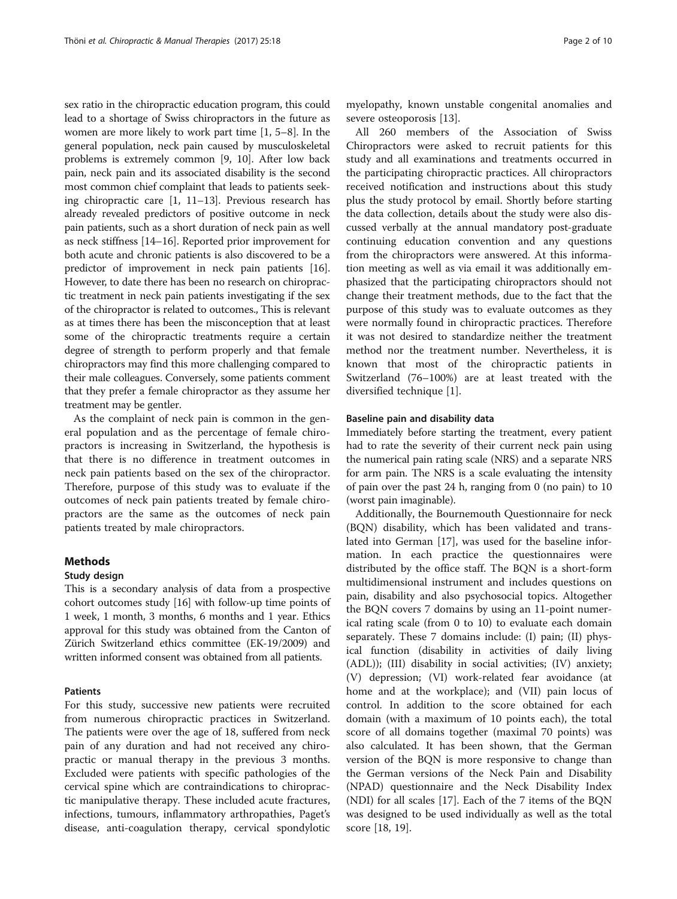sex ratio in the chiropractic education program, this could lead to a shortage of Swiss chiropractors in the future as women are more likely to work part time [1, 5–8]. In the general population, neck pain caused by musculoskeletal problems is extremely common [9, 10]. After low back pain, neck pain and its associated disability is the second most common chief complaint that leads to patients seeking chiropractic care [1, 11–13]. Previous research has already revealed predictors of positive outcome in neck pain patients, such as a short duration of neck pain as well as neck stiffness [14–16]. Reported prior improvement for both acute and chronic patients is also discovered to be a predictor of improvement in neck pain patients [16]. However, to date there has been no research on chiropractic treatment in neck pain patients investigating if the sex of the chiropractor is related to outcomes., This is relevant as at times there has been the misconception that at least some of the chiropractic treatments require a certain degree of strength to perform properly and that female chiropractors may find this more challenging compared to their male colleagues. Conversely, some patients comment that they prefer a female chiropractor as they assume her treatment may be gentler.

As the complaint of neck pain is common in the general population and as the percentage of female chiropractors is increasing in Switzerland, the hypothesis is that there is no difference in treatment outcomes in neck pain patients based on the sex of the chiropractor. Therefore, purpose of this study was to evaluate if the outcomes of neck pain patients treated by female chiropractors are the same as the outcomes of neck pain patients treated by male chiropractors.

## Methods

### Study design

This is a secondary analysis of data from a prospective cohort outcomes study [16] with follow-up time points of 1 week, 1 month, 3 months, 6 months and 1 year. Ethics approval for this study was obtained from the Canton of Zürich Switzerland ethics committee (EK-19/2009) and written informed consent was obtained from all patients.

### Patients

For this study, successive new patients were recruited from numerous chiropractic practices in Switzerland. The patients were over the age of 18, suffered from neck pain of any duration and had not received any chiropractic or manual therapy in the previous 3 months. Excluded were patients with specific pathologies of the cervical spine which are contraindications to chiropractic manipulative therapy. These included acute fractures, infections, tumours, inflammatory arthropathies, Paget's disease, anti-coagulation therapy, cervical spondylotic myelopathy, known unstable congenital anomalies and severe osteoporosis [13].

All 260 members of the Association of Swiss Chiropractors were asked to recruit patients for this study and all examinations and treatments occurred in the participating chiropractic practices. All chiropractors received notification and instructions about this study plus the study protocol by email. Shortly before starting the data collection, details about the study were also discussed verbally at the annual mandatory post-graduate continuing education convention and any questions from the chiropractors were answered. At this information meeting as well as via email it was additionally emphasized that the participating chiropractors should not change their treatment methods, due to the fact that the purpose of this study was to evaluate outcomes as they were normally found in chiropractic practices. Therefore it was not desired to standardize neither the treatment method nor the treatment number. Nevertheless, it is known that most of the chiropractic patients in Switzerland (76–100%) are at least treated with the diversified technique [1].

### Baseline pain and disability data

Immediately before starting the treatment, every patient had to rate the severity of their current neck pain using the numerical pain rating scale (NRS) and a separate NRS for arm pain. The NRS is a scale evaluating the intensity of pain over the past 24 h, ranging from 0 (no pain) to 10 (worst pain imaginable).

Additionally, the Bournemouth Questionnaire for neck (BQN) disability, which has been validated and translated into German [17], was used for the baseline information. In each practice the questionnaires were distributed by the office staff. The BQN is a short-form multidimensional instrument and includes questions on pain, disability and also psychosocial topics. Altogether the BQN covers 7 domains by using an 11-point numerical rating scale (from 0 to 10) to evaluate each domain separately. These 7 domains include: (I) pain; (II) physical function (disability in activities of daily living (ADL)); (III) disability in social activities; (IV) anxiety; (V) depression; (VI) work-related fear avoidance (at home and at the workplace); and (VII) pain locus of control. In addition to the score obtained for each domain (with a maximum of 10 points each), the total score of all domains together (maximal 70 points) was also calculated. It has been shown, that the German version of the BQN is more responsive to change than the German versions of the Neck Pain and Disability (NPAD) questionnaire and the Neck Disability Index (NDI) for all scales [17]. Each of the 7 items of the BQN was designed to be used individually as well as the total score [18, 19].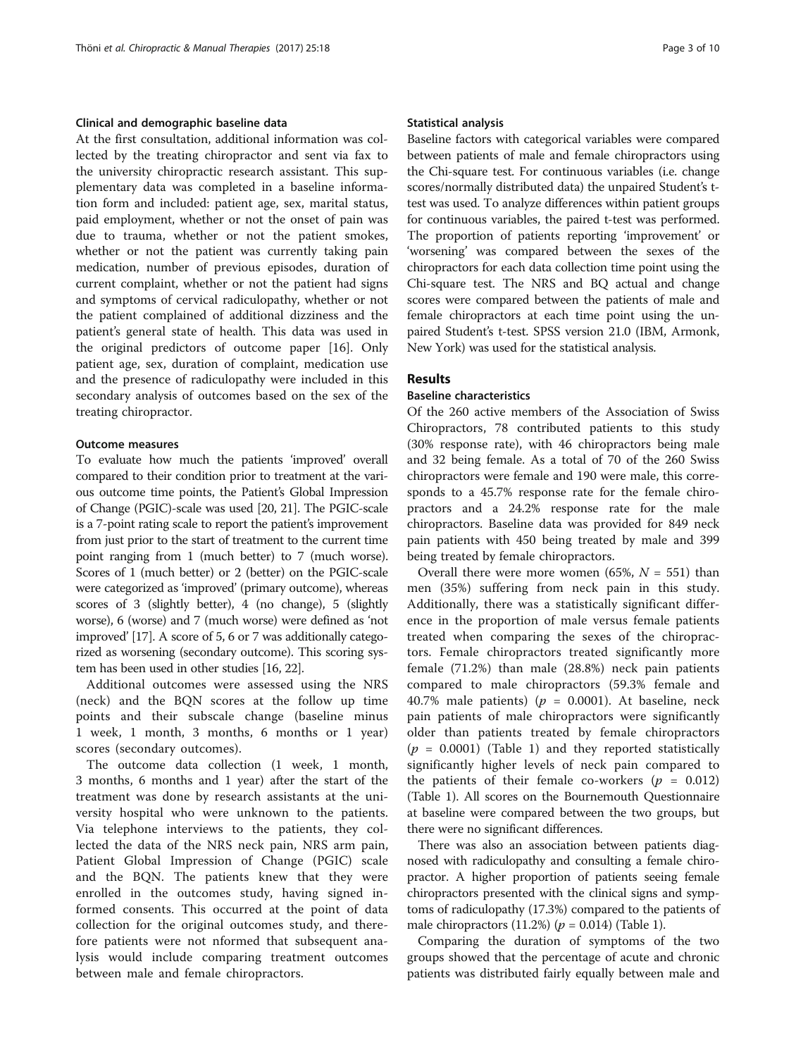#### Clinical and demographic baseline data

At the first consultation, additional information was collected by the treating chiropractor and sent via fax to the university chiropractic research assistant. This supplementary data was completed in a baseline information form and included: patient age, sex, marital status, paid employment, whether or not the onset of pain was due to trauma, whether or not the patient smokes, whether or not the patient was currently taking pain medication, number of previous episodes, duration of current complaint, whether or not the patient had signs and symptoms of cervical radiculopathy, whether or not the patient complained of additional dizziness and the patient's general state of health. This data was used in the original predictors of outcome paper [16]. Only patient age, sex, duration of complaint, medication use and the presence of radiculopathy were included in this secondary analysis of outcomes based on the sex of the treating chiropractor.

#### Outcome measures

To evaluate how much the patients 'improved' overall compared to their condition prior to treatment at the various outcome time points, the Patient's Global Impression of Change (PGIC)-scale was used [20, 21]. The PGIC-scale is a 7-point rating scale to report the patient's improvement from just prior to the start of treatment to the current time point ranging from 1 (much better) to 7 (much worse). Scores of 1 (much better) or 2 (better) on the PGIC-scale were categorized as 'improved' (primary outcome), whereas scores of 3 (slightly better), 4 (no change), 5 (slightly worse), 6 (worse) and 7 (much worse) were defined as 'not improved' [17]. A score of 5, 6 or 7 was additionally categorized as worsening (secondary outcome). This scoring system has been used in other studies [16, 22].

Additional outcomes were assessed using the NRS (neck) and the BQN scores at the follow up time points and their subscale change (baseline minus 1 week, 1 month, 3 months, 6 months or 1 year) scores (secondary outcomes).

The outcome data collection (1 week, 1 month, 3 months, 6 months and 1 year) after the start of the treatment was done by research assistants at the university hospital who were unknown to the patients. Via telephone interviews to the patients, they collected the data of the NRS neck pain, NRS arm pain, Patient Global Impression of Change (PGIC) scale and the BQN. The patients knew that they were enrolled in the outcomes study, having signed informed consents. This occurred at the point of data collection for the original outcomes study, and therefore patients were not nformed that subsequent analysis would include comparing treatment outcomes between male and female chiropractors.

#### Statistical analysis

Baseline factors with categorical variables were compared between patients of male and female chiropractors using the Chi-square test. For continuous variables (i.e. change scores/normally distributed data) the unpaired Student's t-test was used. To analyze differences within patient groups for continuous variables, the paired t-test was performed. The proportion of patients reporting 'improvement' or 'worsening' was compared between the sexes of the chiropractors for each data collection time point using the Chi-square test. The NRS and BQ actual and change scores were compared between the patients of male and female chiropractors at each time point using the unpaired Student's t-test. SPSS version 21.0 (IBM, Armonk, New York) was used for the statistical analysis.

## Results

#### Baseline characteristics

Of the 260 active members of the Association of Swiss Chiropractors, 78 contributed patients to this study (30% response rate), with 46 chiropractors being male and 32 being female. As a total of 70 of the 260 Swiss chiropractors were female and 190 were male, this corresponds to a 45.7% response rate for the female chiropractors and a 24.2% response rate for the male chiropractors. Baseline data was provided for 849 neck pain patients with 450 being treated by male and 399 being treated by female chiropractors.

Overall there were more women (65%, $N = 551$) than men (35%) suffering from neck pain in this study. Additionally, there was a statistically significant difference in the proportion of male versus female patients treated when comparing the sexes of the chiropractors. Female chiropractors treated significantly more female (71.2%) than male (28.8%) neck pain patients compared to male chiropractors (59.3% female and 40.7% male patients) ($p = 0.0001$). At baseline, neck pain patients of male chiropractors were significantly older than patients treated by female chiropractors ($p = 0.0001$) (Table 1) and they reported statistically significantly higher levels of neck pain compared to the patients of their female co-workers ($p = 0.012$) (Table 1). All scores on the Bournemouth Questionnaire at baseline were compared between the two groups, but there were no significant differences.

There was also an association between patients diagnosed with radiculopathy and consulting a female chiropractor. A higher proportion of patients seeing female chiropractors presented with the clinical signs and symptoms of radiculopathy (17.3%) compared to the patients of male chiropractors (11.2%) ($p = 0.014$) (Table 1).

Comparing the duration of symptoms of the two groups showed that the percentage of acute and chronic patients was distributed fairly equally between male and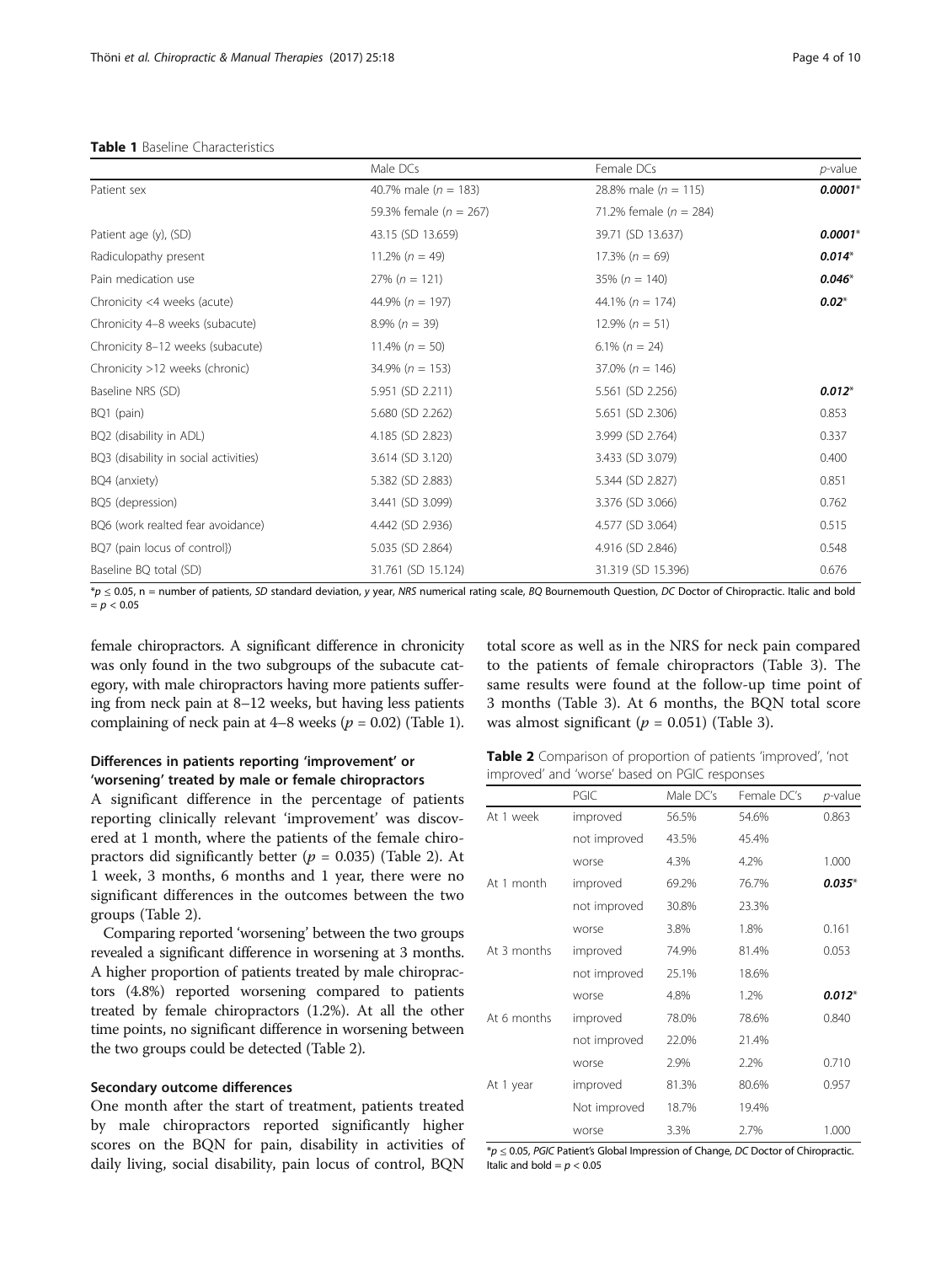**Table 1** Baseline Characteristics

| | Male DCs | Female DCs | *p*-value |
|---|---|---|---|
| Patient sex | 40.7% male ($n$ = 183) | 28.8% male ($n$ = 115) | ***0.0001****** |
| | 59.3% female ($n$ = 267) | 71.2% female ($n$ = 284) | |
| Patient age (y), (SD) | 43.15 (SD 13.659) | 39.71 (SD 13.637) | ***0.0001**** |
| Radiculopathy present | 11.2% ($n$ = 49) | 17.3% ($n$ = 69) | ***0.014**** |
| Pain medication use | 27% ($n$ = 121) | 35% ($n$ = 140) | ***0.046**** |
| Chronicity <4 weeks (acute) | 44.9% ($n$ = 197) | 44.1% ($n$ = 174) | ***0.02**** |
| Chronicity 4–8 weeks (subacute) | 8.9% ($n$ = 39) | 12.9% ($n$ = 51) | |
| Chronicity 8–12 weeks (subacute) | 11.4% ($n$ = 50) | 6.1% ($n$ = 24) | |
| Chronicity >12 weeks (chronic) | 34.9% ($n$ = 153) | 37.0% ($n$ = 146) | |
| Baseline NRS (SD) | 5.951 (SD 2.211) | 5.561 (SD 2.256) | ***0.012**** |
| BQ1 (pain) | 5.680 (SD 2.262) | 5.651 (SD 2.306) | 0.853 |
| BQ2 (disability in ADL) | 4.185 (SD 2.823) | 3.999 (SD 2.764) | 0.337 |
| BQ3 (disability in social activities) | 3.614 (SD 3.120) | 3.433 (SD 3.079) | 0.400 |
| BQ4 (anxiety) | 5.382 (SD 2.883) | 5.344 (SD 2.827) | 0.851 |
| BQ5 (depression) | 3.441 (SD 3.099) | 3.376 (SD 3.066) | 0.762 |
| BQ6 (work realted fear avoidance) | 4.442 (SD 2.936) | 4.577 (SD 3.064) | 0.515 |
| BQ7 (pain locus of control}) | 5.035 (SD 2.864) | 4.916 (SD 2.846) | 0.548 |
| Baseline BQ total (SD) | 31.761 (SD 15.124) | 31.319 (SD 15.396) | 0.676 |

*$p \leq 0.05$, n = number of patients, *SD* standard deviation, *y* year, *NRS* numerical rating scale, *BQ* Bournemouth Question, *DC* Doctor of Chiropractic. Italic and bold = $p < 0.05$

female chiropractors. A significant difference in chronicity was only found in the two subgroups of the subacute category, with male chiropractors having more patients suffering from neck pain at 8–12 weeks, but having less patients complaining of neck pain at 4–8 weeks ($p = 0.02$) (Table 1).

### Differences in patients reporting 'improvement' or 'worsening' treated by male or female chiropractors

A significant difference in the percentage of patients reporting clinically relevant 'improvement' was discovered at 1 month, where the patients of the female chiropractors did significantly better ($p = 0.035$) (Table 2). At 1 week, 3 months, 6 months and 1 year, there were no significant differences in the outcomes between the two groups (Table 2).

Comparing reported 'worsening' between the two groups revealed a significant difference in worsening at 3 months. A higher proportion of patients treated by male chiropractors (4.8%) reported worsening compared to patients treated by female chiropractors (1.2%). At all the other time points, no significant difference in worsening between the two groups could be detected (Table 2).

### Secondary outcome differences

One month after the start of treatment, patients treated by male chiropractors reported significantly higher scores on the BQN for pain, disability in activities of daily living, social disability, pain locus of control, BQN total score as well as in the NRS for neck pain compared to the patients of female chiropractors (Table 3). The same results were found at the follow-up time point of 3 months (Table 3). At 6 months, the BQN total score was almost significant ($p = 0.051$) (Table 3).

**Table 2** Comparison of proportion of patients 'improved', 'not improved' and 'worse' based on PGIC responses

| | PGIC | Male DC's | Female DC's | *p*-value |
|---|---|---|---|---|
| At 1 week | improved | 56.5% | 54.6% | 0.863 |
| | not improved | 43.5% | 45.4% | |
| | worse | 4.3% | 4.2% | 1.000 |
| At 1 month | improved | 69.2% | 76.7% | ***0.035**** |
| | not improved | 30.8% | 23.3% | |
| | worse | 3.8% | 1.8% | 0.161 |
| At 3 months | improved | 74.9% | 81.4% | 0.053 |
| | not improved | 25.1% | 18.6% | |
| | worse | 4.8% | 1.2% | ***0.012**** |
| At 6 months | improved | 78.0% | 78.6% | 0.840 |
| | not improved | 22.0% | 21.4% | |
| | worse | 2.9% | 2.2% | 0.710 |
| At 1 year | improved | 81.3% | 80.6% | 0.957 |
| | Not improved | 18.7% | 19.4% | |
| | worse | 3.3% | 2.7% | 1.000 |

*$p \leq 0.05$, *PGIC* Patient's Global Impression of Change, *DC* Doctor of Chiropractic. Italic and bold = $p < 0.05$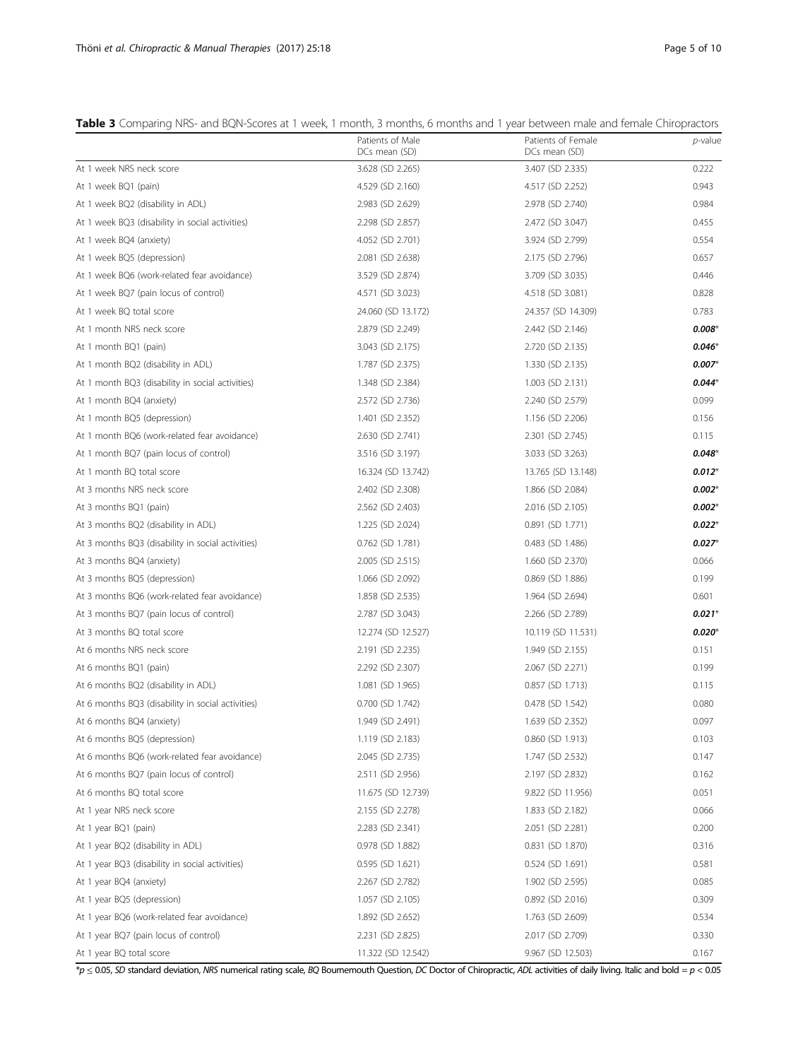**Table 3** Comparing NRS- and BQN-Scores at 1 week, 1 month, 3 months, 6 months and 1 year between male and female Chiropractors

| | Patients of Male DCs mean (SD) | Patients of Female DCs mean (SD) | *p*-value |
|---|---|---|---|
| At 1 week NRS neck score | 3.628 (SD 2.265) | 3.407 (SD 2.335) | 0.222 |
| At 1 week BQ1 (pain) | 4.529 (SD 2.160) | 4.517 (SD 2.252) | 0.943 |
| At 1 week BQ2 (disability in ADL) | 2.983 (SD 2.629) | 2.978 (SD 2.740) | 0.984 |
| At 1 week BQ3 (disability in social activities) | 2.298 (SD 2.857) | 2.472 (SD 3.047) | 0.455 |
| At 1 week BQ4 (anxiety) | 4.052 (SD 2.701) | 3.924 (SD 2.799) | 0.554 |
| At 1 week BQ5 (depression) | 2.081 (SD 2.638) | 2.175 (SD 2.796) | 0.657 |
| At 1 week BQ6 (work-related fear avoidance) | 3.529 (SD 2.874) | 3.709 (SD 3.035) | 0.446 |
| At 1 week BQ7 (pain locus of control) | 4.571 (SD 3.023) | 4.518 (SD 3.081) | 0.828 |
| At 1 week BQ total score | 24.060 (SD 13.172) | 24.357 (SD 14.309) | 0.783 |
| At 1 month NRS neck score | 2.879 (SD 2.249) | 2.442 (SD 2.146) | ***0.008**** |
| At 1 month BQ1 (pain) | 3.043 (SD 2.175) | 2.720 (SD 2.135) | ***0.046**** |
| At 1 month BQ2 (disability in ADL) | 1.787 (SD 2.375) | 1.330 (SD 2.135) | ***0.007**** |
| At 1 month BQ3 (disability in social activities) | 1.348 (SD 2.384) | 1.003 (SD 2.131) | ***0.044**** |
| At 1 month BQ4 (anxiety) | 2.572 (SD 2.736) | 2.240 (SD 2.579) | 0.099 |
| At 1 month BQ5 (depression) | 1.401 (SD 2.352) | 1.156 (SD 2.206) | 0.156 |
| At 1 month BQ6 (work-related fear avoidance) | 2.630 (SD 2.741) | 2.301 (SD 2.745) | 0.115 |
| At 1 month BQ7 (pain locus of control) | 3.516 (SD 3.197) | 3.033 (SD 3.263) | ***0.048**** |
| At 1 month BQ total score | 16.324 (SD 13.742) | 13.765 (SD 13.148) | ***0.012**** |
| At 3 months NRS neck score | 2.402 (SD 2.308) | 1.866 (SD 2.084) | ***0.002**** |
| At 3 months BQ1 (pain) | 2.562 (SD 2.403) | 2.016 (SD 2.105) | ***0.002**** |
| At 3 months BQ2 (disability in ADL) | 1.225 (SD 2.024) | 0.891 (SD 1.771) | ***0.022**** |
| At 3 months BQ3 (disability in social activities) | 0.762 (SD 1.781) | 0.483 (SD 1.486) | ***0.027**** |
| At 3 months BQ4 (anxiety) | 2.005 (SD 2.515) | 1.660 (SD 2.370) | 0.066 |
| At 3 months BQ5 (depression) | 1.066 (SD 2.092) | 0.869 (SD 1.886) | 0.199 |
| At 3 months BQ6 (work-related fear avoidance) | 1.858 (SD 2.535) | 1.964 (SD 2.694) | 0.601 |
| At 3 months BQ7 (pain locus of control) | 2.787 (SD 3.043) | 2.266 (SD 2.789) | ***0.021**** |
| At 3 months BQ total score | 12.274 (SD 12.527) | 10.119 (SD 11.531) | ***0.020**** |
| At 6 months NRS neck score | 2.191 (SD 2.235) | 1.949 (SD 2.155) | 0.151 |
| At 6 months BQ1 (pain) | 2.292 (SD 2.307) | 2.067 (SD 2.271) | 0.199 |
| At 6 months BQ2 (disability in ADL) | 1.081 (SD 1.965) | 0.857 (SD 1.713) | 0.115 |
| At 6 months BQ3 (disability in social activities) | 0.700 (SD 1.742) | 0.478 (SD 1.542) | 0.080 |
| At 6 months BQ4 (anxiety) | 1.949 (SD 2.491) | 1.639 (SD 2.352) | 0.097 |
| At 6 months BQ5 (depression) | 1.119 (SD 2.183) | 0.860 (SD 1.913) | 0.103 |
| At 6 months BQ6 (work-related fear avoidance) | 2.045 (SD 2.735) | 1.747 (SD 2.532) | 0.147 |
| At 6 months BQ7 (pain locus of control) | 2.511 (SD 2.956) | 2.197 (SD 2.832) | 0.162 |
| At 6 months BQ total score | 11.675 (SD 12.739) | 9.822 (SD 11.956) | 0.051 |
| At 1 year NRS neck score | 2.155 (SD 2.278) | 1.833 (SD 2.182) | 0.066 |
| At 1 year BQ1 (pain) | 2.283 (SD 2.341) | 2.051 (SD 2.281) | 0.200 |
| At 1 year BQ2 (disability in ADL) | 0.978 (SD 1.882) | 0.831 (SD 1.870) | 0.316 |
| At 1 year BQ3 (disability in social activities) | 0.595 (SD 1.621) | 0.524 (SD 1.691) | 0.581 |
| At 1 year BQ4 (anxiety) | 2.267 (SD 2.782) | 1.902 (SD 2.595) | 0.085 |
| At 1 year BQ5 (depression) | 1.057 (SD 2.105) | 0.892 (SD 2.016) | 0.309 |
| At 1 year BQ6 (work-related fear avoidance) | 1.892 (SD 2.652) | 1.763 (SD 2.609) | 0.534 |
| At 1 year BQ7 (pain locus of control) | 2.231 (SD 2.825) | 2.017 (SD 2.709) | 0.330 |
| At 1 year BQ total score | 11.322 (SD 12.542) | 9.967 (SD 12.503) | 0.167 |

*$p \leq 0.05$, *SD* standard deviation, *NRS* numerical rating scale, *BQ* Bournemouth Question, *DC* Doctor of Chiropractic, *ADL* activities of daily living. Italic and bold = $p < 0.05$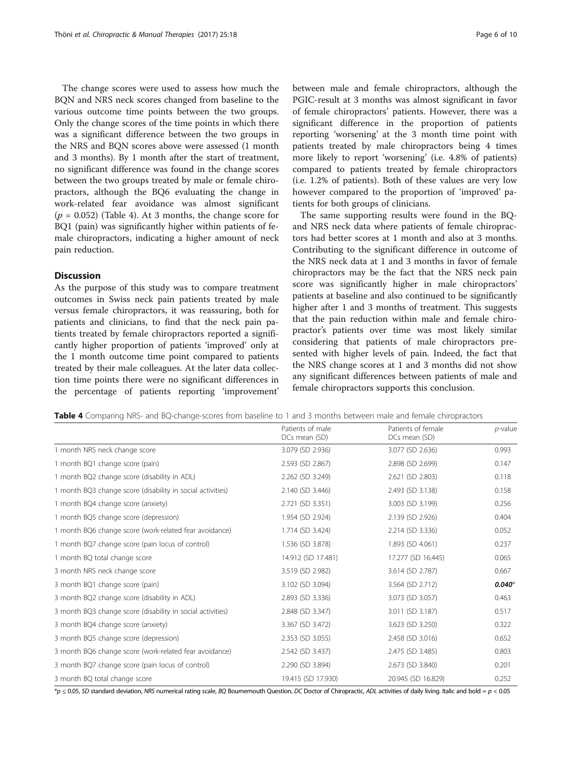The change scores were used to assess how much the BQN and NRS neck scores changed from baseline to the various outcome time points between the two groups. Only the change scores of the time points in which there was a significant difference between the two groups in the NRS and BQN scores above were assessed (1 month and 3 months). By 1 month after the start of treatment, no significant difference was found in the change scores between the two groups treated by male or female chiropractors, although the BQ6 evaluating the change in work-related fear avoidance was almost significant ($p = 0.052$) (Table 4). At 3 months, the change score for BQ1 (pain) was significantly higher within patients of female chiropractors, indicating a higher amount of neck pain reduction.

## Discussion

As the purpose of this study was to compare treatment outcomes in Swiss neck pain patients treated by male versus female chiropractors, it was reassuring, both for patients and clinicians, to find that the neck pain patients treated by female chiropractors reported a significantly higher proportion of patients 'improved' only at the 1 month outcome time point compared to patients treated by their male colleagues. At the later data collection time points there were no significant differences in the percentage of patients reporting 'improvement' between male and female chiropractors, although the PGIC-result at 3 months was almost significant in favor of female chiropractors' patients. However, there was a significant difference in the proportion of patients reporting 'worsening' at the 3 month time point with patients treated by male chiropractors being 4 times more likely to report 'worsening' (i.e. 4.8% of patients) compared to patients treated by female chiropractors (i.e. 1.2% of patients). Both of these values are very low however compared to the proportion of 'improved' patients for both groups of clinicians.

The same supporting results were found in the BQ- and NRS neck data where patients of female chiropractors had better scores at 1 month and also at 3 months. Contributing to the significant difference in outcome of the NRS neck data at 1 and 3 months in favor of female chiropractors may be the fact that the NRS neck pain score was significantly higher in male chiropractors' patients at baseline and also continued to be significantly higher after 1 and 3 months of treatment. This suggests that the pain reduction within male and female chiropractor's patients over time was most likely similar considering that patients of male chiropractors presented with higher levels of pain. Indeed, the fact that the NRS change scores at 1 and 3 months did not show any significant differences between patients of male and female chiropractors supports this conclusion.

**Table 4** Comparing NRS- and BQ-change-scores from baseline to 1 and 3 months between male and female chiropractors

| | Patients of male DCs mean (SD) | Patients of female DCs mean (SD) | *p*-value |
|---|---|---|---|
| 1 month NRS neck change score | 3.079 (SD 2.936) | 3.077 (SD 2.636) | 0.993 |
| 1 month BQ1 change score (pain) | 2.593 (SD 2.867) | 2.898 (SD 2.699) | 0.147 |
| 1 month BQ2 change score (disability in ADL) | 2.262 (SD 3.249) | 2.621 (SD 2.803) | 0.118 |
| 1 month BQ3 change score (disability in social activities) | 2.140 (SD 3.446) | 2.493 (SD 3.138) | 0.158 |
| 1 month BQ4 change score (anxiety) | 2.721 (SD 3.351) | 3.003 (SD 3.199) | 0.256 |
| 1 month BQ5 change score (depression) | 1.954 (SD 2.924) | 2.139 (SD 2.926) | 0.404 |
| 1 month BQ6 change score (work-related fear avoidance) | 1.714 (SD 3.424) | 2.214 (SD 3.336) | 0.052 |
| 1 month BQ7 change score (pain locus of control) | 1.536 (SD 3.878) | 1.893 (SD 4.061) | 0.237 |
| 1 month BQ total change score | 14.912 (SD 17.481) | 17.277 (SD 16.445) | 0.065 |
| 3 month NRS neck change score | 3.519 (SD 2.982) | 3.614 (SD 2.787) | 0.667 |
| 3 month BQ1 change score (pain) | 3.102 (SD 3.094) | 3.564 (SD 2.712) | ***0.040**** |
| 3 month BQ2 change score (disability in ADL) | 2.893 (SD 3.336) | 3.073 (SD 3.057) | 0.463 |
| 3 month BQ3 change score (disability in social activities) | 2.848 (SD 3.347) | 3.011 (SD 3.187) | 0.517 |
| 3 month BQ4 change score (anxiety) | 3.367 (SD 3.472) | 3.623 (SD 3.250) | 0.322 |
| 3 month BQ5 change score (depression) | 2.353 (SD 3.055) | 2.458 (SD 3.016) | 0.652 |
| 3 month BQ6 change score (work-related fear avoidance) | 2.542 (SD 3.437) | 2.475 (SD 3.485) | 0.803 |
| 3 month BQ7 change score (pain locus of control) | 2.290 (SD 3.894) | 2.673 (SD 3.840) | 0.201 |
| 3 month BQ total change score | 19.415 (SD 17.930) | 20.945 (SD 16.829) | 0.252 |

*$p \leq 0.05$, *SD* standard deviation, *NRS* numerical rating scale, *BQ* Bournemouth Question, *DC* Doctor of Chiropractic, *ADL* activities of daily living. Italic and bold = $p < 0.05$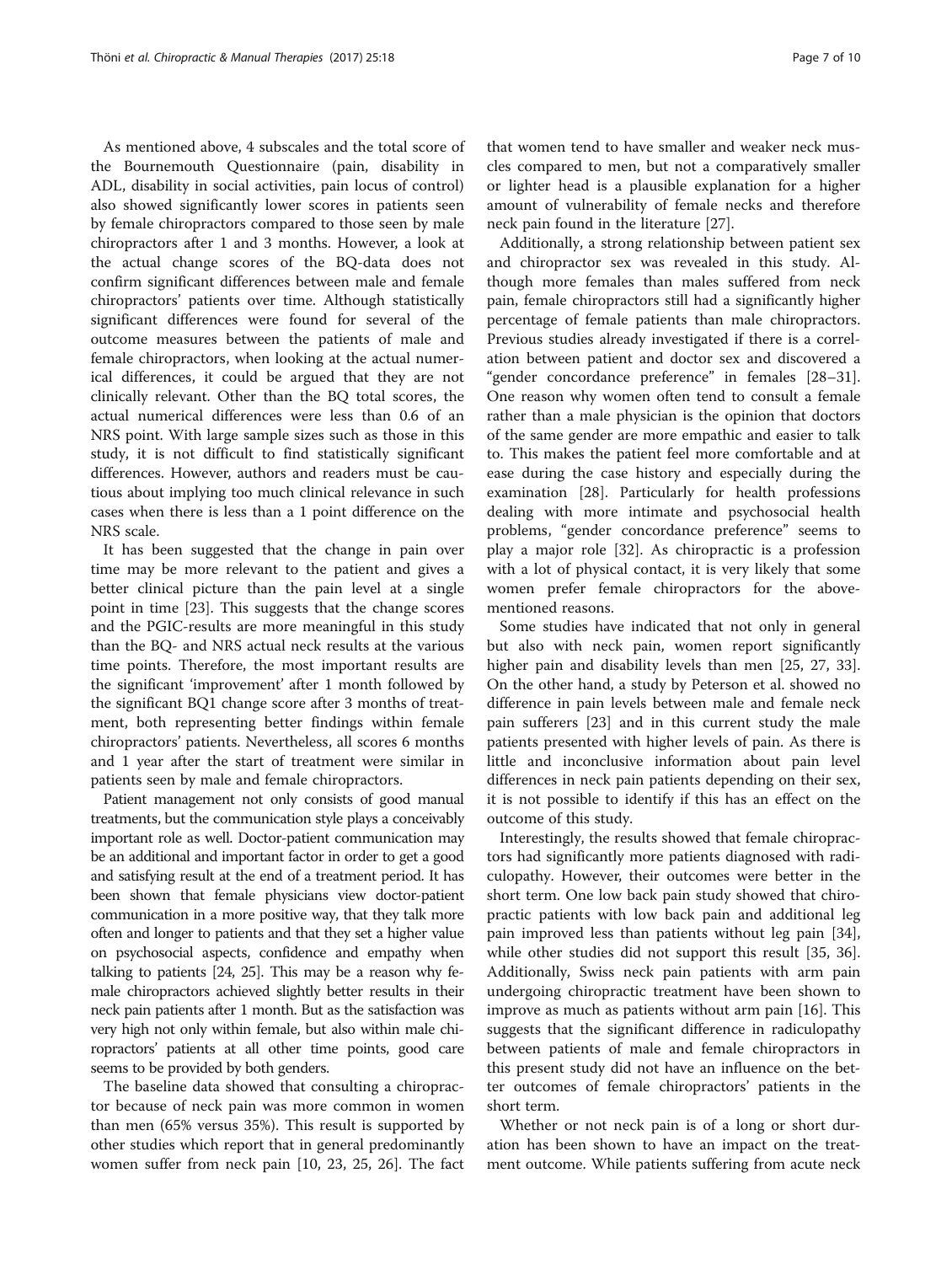As mentioned above, 4 subscales and the total score of the Bournemouth Questionnaire (pain, disability in ADL, disability in social activities, pain locus of control) also showed significantly lower scores in patients seen by female chiropractors compared to those seen by male chiropractors after 1 and 3 months. However, a look at the actual change scores of the BQ-data does not confirm significant differences between male and female chiropractors' patients over time. Although statistically significant differences were found for several of the outcome measures between the patients of male and female chiropractors, when looking at the actual numerical differences, it could be argued that they are not clinically relevant. Other than the BQ total scores, the actual numerical differences were less than 0.6 of an NRS point. With large sample sizes such as those in this study, it is not difficult to find statistically significant differences. However, authors and readers must be cautious about implying too much clinical relevance in such cases when there is less than a 1 point difference on the NRS scale.

It has been suggested that the change in pain over time may be more relevant to the patient and gives a better clinical picture than the pain level at a single point in time [23]. This suggests that the change scores and the PGIC-results are more meaningful in this study than the BQ- and NRS actual neck results at the various time points. Therefore, the most important results are the significant 'improvement' after 1 month followed by the significant BQ1 change score after 3 months of treatment, both representing better findings within female chiropractors' patients. Nevertheless, all scores 6 months and 1 year after the start of treatment were similar in patients seen by male and female chiropractors.

Patient management not only consists of good manual treatments, but the communication style plays a conceivably important role as well. Doctor-patient communication may be an additional and important factor in order to get a good and satisfying result at the end of a treatment period. It has been shown that female physicians view doctor-patient communication in a more positive way, that they talk more often and longer to patients and that they set a higher value on psychosocial aspects, confidence and empathy when talking to patients [24, 25]. This may be a reason why female chiropractors achieved slightly better results in their neck pain patients after 1 month. But as the satisfaction was very high not only within female, but also within male chiropractors' patients at all other time points, good care seems to be provided by both genders.

The baseline data showed that consulting a chiropractor because of neck pain was more common in women than men (65% versus 35%). This result is supported by other studies which report that in general predominantly women suffer from neck pain [10, 23, 25, 26]. The fact that women tend to have smaller and weaker neck muscles compared to men, but not a comparatively smaller or lighter head is a plausible explanation for a higher amount of vulnerability of female necks and therefore neck pain found in the literature [27].

Additionally, a strong relationship between patient sex and chiropractor sex was revealed in this study. Although more females than males suffered from neck pain, female chiropractors still had a significantly higher percentage of female patients than male chiropractors. Previous studies already investigated if there is a correlation between patient and doctor sex and discovered a "gender concordance preference" in females [28–31]. One reason why women often tend to consult a female rather than a male physician is the opinion that doctors of the same gender are more empathic and easier to talk to. This makes the patient feel more comfortable and at ease during the case history and especially during the examination [28]. Particularly for health professions dealing with more intimate and psychosocial health problems, "gender concordance preference" seems to play a major role [32]. As chiropractic is a profession with a lot of physical contact, it is very likely that some women prefer female chiropractors for the above-mentioned reasons.

Some studies have indicated that not only in general but also with neck pain, women report significantly higher pain and disability levels than men [25, 27, 33]. On the other hand, a study by Peterson et al. showed no difference in pain levels between male and female neck pain sufferers [23] and in this current study the male patients presented with higher levels of pain. As there is little and inconclusive information about pain level differences in neck pain patients depending on their sex, it is not possible to identify if this has an effect on the outcome of this study.

Interestingly, the results showed that female chiropractors had significantly more patients diagnosed with radiculopathy. However, their outcomes were better in the short term. One low back pain study showed that chiropractic patients with low back pain and additional leg pain improved less than patients without leg pain [34], while other studies did not support this result [35, 36]. Additionally, Swiss neck pain patients with arm pain undergoing chiropractic treatment have been shown to improve as much as patients without arm pain [16]. This suggests that the significant difference in radiculopathy between patients of male and female chiropractors in this present study did not have an influence on the better outcomes of female chiropractors' patients in the short term.

Whether or not neck pain is of a long or short duration has been shown to have an impact on the treatment outcome. While patients suffering from acute neck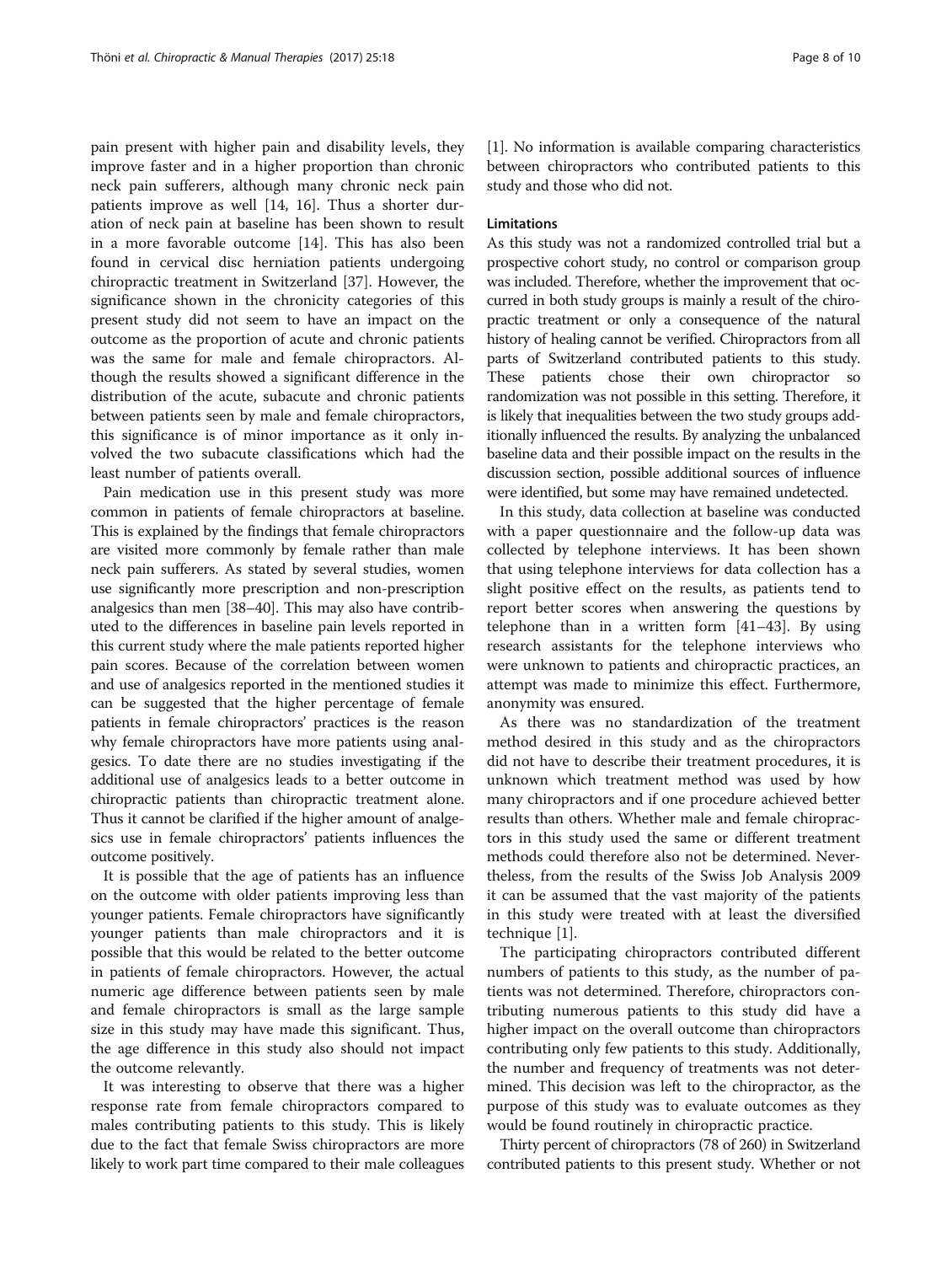pain present with higher pain and disability levels, they improve faster and in a higher proportion than chronic neck pain sufferers, although many chronic neck pain patients improve as well [14, 16]. Thus a shorter duration of neck pain at baseline has been shown to result in a more favorable outcome [14]. This has also been found in cervical disc herniation patients undergoing chiropractic treatment in Switzerland [37]. However, the significance shown in the chronicity categories of this present study did not seem to have an impact on the outcome as the proportion of acute and chronic patients was the same for male and female chiropractors. Although the results showed a significant difference in the distribution of the acute, subacute and chronic patients between patients seen by male and female chiropractors, this significance is of minor importance as it only involved the two subacute classifications which had the least number of patients overall.

Pain medication use in this present study was more common in patients of female chiropractors at baseline. This is explained by the findings that female chiropractors are visited more commonly by female rather than male neck pain sufferers. As stated by several studies, women use significantly more prescription and non-prescription analgesics than men [38–40]. This may also have contributed to the differences in baseline pain levels reported in this current study where the male patients reported higher pain scores. Because of the correlation between women and use of analgesics reported in the mentioned studies it can be suggested that the higher percentage of female patients in female chiropractors' practices is the reason why female chiropractors have more patients using analgesics. To date there are no studies investigating if the additional use of analgesics leads to a better outcome in chiropractic patients than chiropractic treatment alone. Thus it cannot be clarified if the higher amount of analgesics use in female chiropractors' patients influences the outcome positively.

It is possible that the age of patients has an influence on the outcome with older patients improving less than younger patients. Female chiropractors have significantly younger patients than male chiropractors and it is possible that this would be related to the better outcome in patients of female chiropractors. However, the actual numeric age difference between patients seen by male and female chiropractors is small as the large sample size in this study may have made this significant. Thus, the age difference in this study also should not impact the outcome relevantly.

It was interesting to observe that there was a higher response rate from female chiropractors compared to males contributing patients to this study. This is likely due to the fact that female Swiss chiropractors are more likely to work part time compared to their male colleagues [1]. No information is available comparing characteristics between chiropractors who contributed patients to this study and those who did not.

### Limitations

As this study was not a randomized controlled trial but a prospective cohort study, no control or comparison group was included. Therefore, whether the improvement that occurred in both study groups is mainly a result of the chiropractic treatment or only a consequence of the natural history of healing cannot be verified. Chiropractors from all parts of Switzerland contributed patients to this study. These patients chose their own chiropractor so randomization was not possible in this setting. Therefore, it is likely that inequalities between the two study groups additionally influenced the results. By analyzing the unbalanced baseline data and their possible impact on the results in the discussion section, possible additional sources of influence were identified, but some may have remained undetected.

In this study, data collection at baseline was conducted with a paper questionnaire and the follow-up data was collected by telephone interviews. It has been shown that using telephone interviews for data collection has a slight positive effect on the results, as patients tend to report better scores when answering the questions by telephone than in a written form [41–43]. By using research assistants for the telephone interviews who were unknown to patients and chiropractic practices, an attempt was made to minimize this effect. Furthermore, anonymity was ensured.

As there was no standardization of the treatment method desired in this study and as the chiropractors did not have to describe their treatment procedures, it is unknown which treatment method was used by how many chiropractors and if one procedure achieved better results than others. Whether male and female chiropractors in this study used the same or different treatment methods could therefore also not be determined. Nevertheless, from the results of the Swiss Job Analysis 2009 it can be assumed that the vast majority of the patients in this study were treated with at least the diversified technique [1].

The participating chiropractors contributed different numbers of patients to this study, as the number of patients was not determined. Therefore, chiropractors contributing numerous patients to this study did have a higher impact on the overall outcome than chiropractors contributing only few patients to this study. Additionally, the number and frequency of treatments was not determined. This decision was left to the chiropractor, as the purpose of this study was to evaluate outcomes as they would be found routinely in chiropractic practice.

Thirty percent of chiropractors (78 of 260) in Switzerland contributed patients to this present study. Whether or not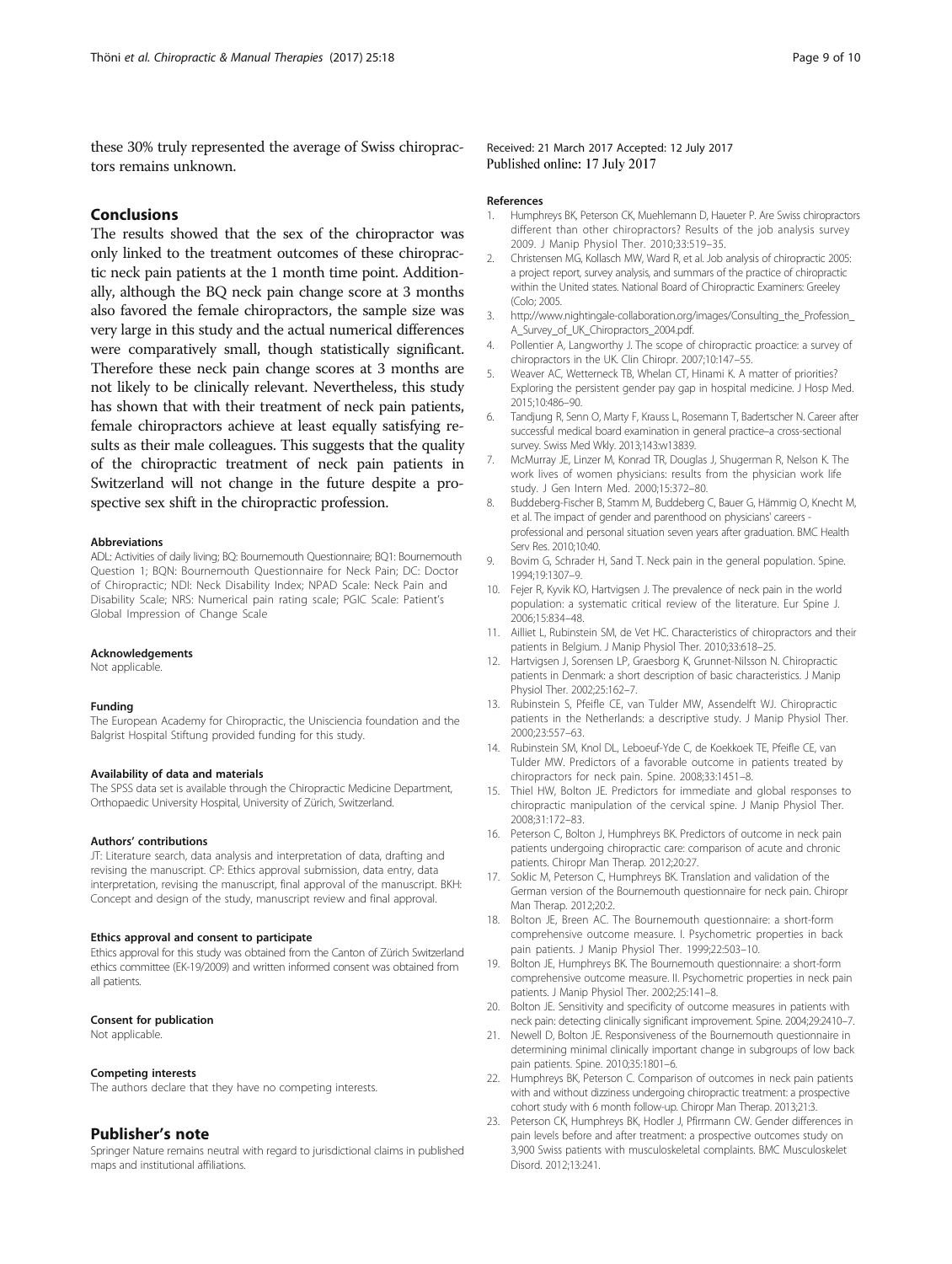these 30% truly represented the average of Swiss chiropractors remains unknown.

## Conclusions

The results showed that the sex of the chiropractor was only linked to the treatment outcomes of these chiropractic neck pain patients at the 1 month time point. Additionally, although the BQ neck pain change score at 3 months also favored the female chiropractors, the sample size was very large in this study and the actual numerical differences were comparatively small, though statistically significant. Therefore these neck pain change scores at 3 months are not likely to be clinically relevant. Nevertheless, this study has shown that with their treatment of neck pain patients, female chiropractors achieve at least equally satisfying results as their male colleagues. This suggests that the quality of the chiropractic treatment of neck pain patients in Switzerland will not change in the future despite a prospective sex shift in the chiropractic profession.

#### Abbreviations

ADL: Activities of daily living; BQ: Bournemouth Questionnaire; BQ1: Bournemouth Question 1; BQN: Bournemouth Questionnaire for Neck Pain; DC: Doctor of Chiropractic; NDI: Neck Disability Index; NPAD Scale: Neck Pain and Disability Scale; NRS: Numerical pain rating scale; PGIC Scale: Patient's Global Impression of Change Scale

#### Acknowledgements

Not applicable.

#### Funding

The European Academy for Chiropractic, the Unisciencia foundation and the Balgrist Hospital Stiftung provided funding for this study.

#### Availability of data and materials

The SPSS data set is available through the Chiropractic Medicine Department, Orthopaedic University Hospital, University of Zürich, Switzerland.

#### Authors' contributions

JT: Literature search, data analysis and interpretation of data, drafting and revising the manuscript. CP: Ethics approval submission, data entry, data interpretation, revising the manuscript, final approval of the manuscript. BKH: Concept and design of the study, manuscript review and final approval.

#### Ethics approval and consent to participate

Ethics approval for this study was obtained from the Canton of Zürich Switzerland ethics committee (EK-19/2009) and written informed consent was obtained from all patients.

#### Consent for publication

Not applicable.

#### Competing interests

The authors declare that they have no competing interests.

## Publisher's note

Springer Nature remains neutral with regard to jurisdictional claims in published maps and institutional affiliations.

Received: 21 March 2017 Accepted: 12 July 2017
Published online: 17 July 2017

#### References

1. Humphreys BK, Peterson CK, Muehlemann D, Haueter P. Are Swiss chiropractors different than other chiropractors? Results of the job analysis survey 2009. J Manip Physiol Ther. 2010;33:519–35.
2. Christensen MG, Kollasch MW, Ward R, et al. Job analysis of chiropractic 2005: a project report, survey analysis, and summars of the practice of chiropractic within the United states. National Board of Chiropractic Examiners: Greeley (Colo; 2005.
3. http://www.nightingale-collaboration.org/images/Consulting_the_Profession_A_Survey_of_UK_Chiropractors_2004.pdf.
4. Pollentier A, Langworthy J. The scope of chiropractic proactice: a survey of chiropractors in the UK. Clin Chiropr. 2007;10:147–55.
5. Weaver AC, Wetterneck TB, Whelan CT, Hinami K. A matter of priorities? Exploring the persistent gender pay gap in hospital medicine. J Hosp Med. 2015;10:486–90.
6. Tandjung R, Senn O, Marty F, Krauss L, Rosemann T, Badertscher N. Career after successful medical board examination in general practice–a cross-sectional survey. Swiss Med Wkly. 2013;143:w13839.
7. McMurray JE, Linzer M, Konrad TR, Douglas J, Shugerman R, Nelson K. The work lives of women physicians: results from the physician work life study. J Gen Intern Med. 2000;15:372–80.
8. Buddeberg-Fischer B, Stamm M, Buddeberg C, Bauer G, Hämmig O, Knecht M, et al. The impact of gender and parenthood on physicians' careers - professional and personal situation seven years after graduation. BMC Health Serv Res. 2010;10:40.
9. Bovim G, Schrader H, Sand T. Neck pain in the general population. Spine. 1994;19:1307–9.
10. Fejer R, Kyvik KO, Hartvigsen J. The prevalence of neck pain in the world population: a systematic critical review of the literature. Eur Spine J. 2006;15:834–48.
11. Ailliet L, Rubinstein SM, de Vet HC. Characteristics of chiropractors and their patients in Belgium. J Manip Physiol Ther. 2010;33:618–25.
12. Hartvigsen J, Sorensen LP, Graesborg K, Grunnet-Nilsson N. Chiropractic patients in Denmark: a short description of basic characteristics. J Manip Physiol Ther. 2002;25:162–7.
13. Rubinstein S, Pfeifle CE, van Tulder MW, Assendelft WJ. Chiropractic patients in the Netherlands: a descriptive study. J Manip Physiol Ther. 2000;23:557–63.
14. Rubinstein SM, Knol DL, Leboeuf-Yde C, de Koekkoek TE, Pfeifle CE, van Tulder MW. Predictors of a favorable outcome in patients treated by chiropractors for neck pain. Spine. 2008;33:1451–8.
15. Thiel HW, Bolton JE. Predictors for immediate and global responses to chiropractic manipulation of the cervical spine. J Manip Physiol Ther. 2008;31:172–83.
16. Peterson C, Bolton J, Humphreys BK. Predictors of outcome in neck pain patients undergoing chiropractic care: comparison of acute and chronic patients. Chiropr Man Therap. 2012;20:27.
17. Soklic M, Peterson C, Humphreys BK. Translation and validation of the German version of the Bournemouth questionnaire for neck pain. Chiropr Man Therap. 2012;20:2.
18. Bolton JE, Breen AC. The Bournemouth questionnaire: a short-form comprehensive outcome measure. I. Psychometric properties in back pain patients. J Manip Physiol Ther. 1999;22:503–10.
19. Bolton JE, Humphreys BK. The Bournemouth questionnaire: a short-form comprehensive outcome measure. II. Psychometric properties in neck pain patients. J Manip Physiol Ther. 2002;25:141–8.
20. Bolton JE. Sensitivity and specificity of outcome measures in patients with neck pain: detecting clinically significant improvement. Spine. 2004;29:2410–7.
21. Newell D, Bolton JE. Responsiveness of the Bournemouth questionnaire in determining minimal clinically important change in subgroups of low back pain patients. Spine. 2010;35:1801–6.
22. Humphreys BK, Peterson C. Comparison of outcomes in neck pain patients with and without dizziness undergoing chiropractic treatment: a prospective cohort study with 6 month follow-up. Chiropr Man Therap. 2013;21:3.
23. Peterson CK, Humphreys BK, Hodler J, Pfirrmann CW. Gender differences in pain levels before and after treatment: a prospective outcomes study on 3,900 Swiss patients with musculoskeletal complaints. BMC Musculoskelet Disord. 2012;13:241.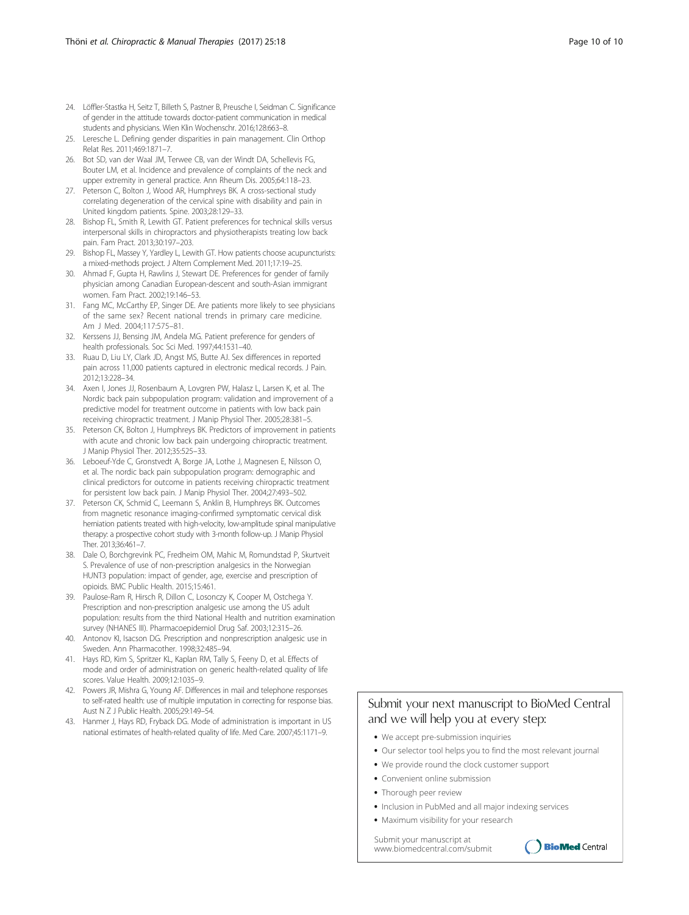24. Löffler-Stastka H, Seitz T, Billeth S, Pastner B, Preusche I, Seidman C. Significance of gender in the attitude towards doctor-patient communication in medical students and physicians. Wien Klin Wochenschr. 2016;128:663–8.
25. Leresche L. Defining gender disparities in pain management. Clin Orthop Relat Res. 2011;469:1871–7.
26. Bot SD, van der Waal JM, Terwee CB, van der Windt DA, Schellevis FG, Bouter LM, et al. Incidence and prevalence of complaints of the neck and upper extremity in general practice. Ann Rheum Dis. 2005;64:118–23.
27. Peterson C, Bolton J, Wood AR, Humphreys BK. A cross-sectional study correlating degeneration of the cervical spine with disability and pain in United kingdom patients. Spine. 2003;28:129–33.
28. Bishop FL, Smith R, Lewith GT. Patient preferences for technical skills versus interpersonal skills in chiropractors and physiotherapists treating low back pain. Fam Pract. 2013;30:197–203.
29. Bishop FL, Massey Y, Yardley L, Lewith GT. How patients choose acupuncturists: a mixed-methods project. J Altern Complement Med. 2011;17:19–25.
30. Ahmad F, Gupta H, Rawlins J, Stewart DE. Preferences for gender of family physician among Canadian European-descent and south-Asian immigrant women. Fam Pract. 2002;19:146–53.
31. Fang MC, McCarthy EP, Singer DE. Are patients more likely to see physicians of the same sex? Recent national trends in primary care medicine. Am J Med. 2004;117:575–81.
32. Kerssens JJ, Bensing JM, Andela MG. Patient preference for genders of health professionals. Soc Sci Med. 1997;44:1531–40.
33. Ruau D, Liu LY, Clark JD, Angst MS, Butte AJ. Sex differences in reported pain across 11,000 patients captured in electronic medical records. J Pain. 2012;13:228–34.
34. Axen I, Jones JJ, Rosenbaum A, Lovgren PW, Halasz L, Larsen K, et al. The Nordic back pain subpopulation program: validation and improvement of a predictive model for treatment outcome in patients with low back pain receiving chiropractic treatment. J Manip Physiol Ther. 2005;28:381–5.
35. Peterson CK, Bolton J, Humphreys BK. Predictors of improvement in patients with acute and chronic low back pain undergoing chiropractic treatment. J Manip Physiol Ther. 2012;35:525–33.
36. Leboeuf-Yde C, Gronstvedt A, Borge JA, Lothe J, Magnesen E, Nilsson O, et al. The nordic back pain subpopulation program: demographic and clinical predictors for outcome in patients receiving chiropractic treatment for persistent low back pain. J Manip Physiol Ther. 2004;27:493–502.
37. Peterson CK, Schmid C, Leemann S, Anklin B, Humphreys BK. Outcomes from magnetic resonance imaging-confirmed symptomatic cervical disk herniation patients treated with high-velocity, low-amplitude spinal manipulative therapy: a prospective cohort study with 3-month follow-up. J Manip Physiol Ther. 2013;36:461–7.
38. Dale O, Borchgrevink PC, Fredheim OM, Mahic M, Romundstad P, Skurtveit S. Prevalence of use of non-prescription analgesics in the Norwegian HUNT3 population: impact of gender, age, exercise and prescription of opioids. BMC Public Health. 2015;15:461.
39. Paulose-Ram R, Hirsch R, Dillon C, Losonczy K, Cooper M, Ostchega Y. Prescription and non-prescription analgesic use among the US adult population: results from the third National Health and nutrition examination survey (NHANES III). Pharmacoepidemiol Drug Saf. 2003;12:315–26.
40. Antonov KI, Isacson DG. Prescription and nonprescription analgesic use in Sweden. Ann Pharmacother. 1998;32:485–94.
41. Hays RD, Kim S, Spritzer KL, Kaplan RM, Tally S, Feeny D, et al. Effects of mode and order of administration on generic health-related quality of life scores. Value Health. 2009;12:1035–9.
42. Powers JR, Mishra G, Young AF. Differences in mail and telephone responses to self-rated health: use of multiple imputation in correcting for response bias. Aust N Z J Public Health. 2005;29:149–54.
43. Hanmer J, Hays RD, Fryback DG. Mode of administration is important in US national estimates of health-related quality of life. Med Care. 2007;45:1171–9.

Submit your next manuscript to BioMed Central and we will help you at every step:

- We accept pre-submission inquiries
- Our selector tool helps you to find the most relevant journal
- We provide round the clock customer support
- Convenient online submission
- Thorough peer review
- Inclusion in PubMed and all major indexing services
- Maximum visibility for your research

Submit your manuscript at www.biomedcentral.com/submit

BioMed Central